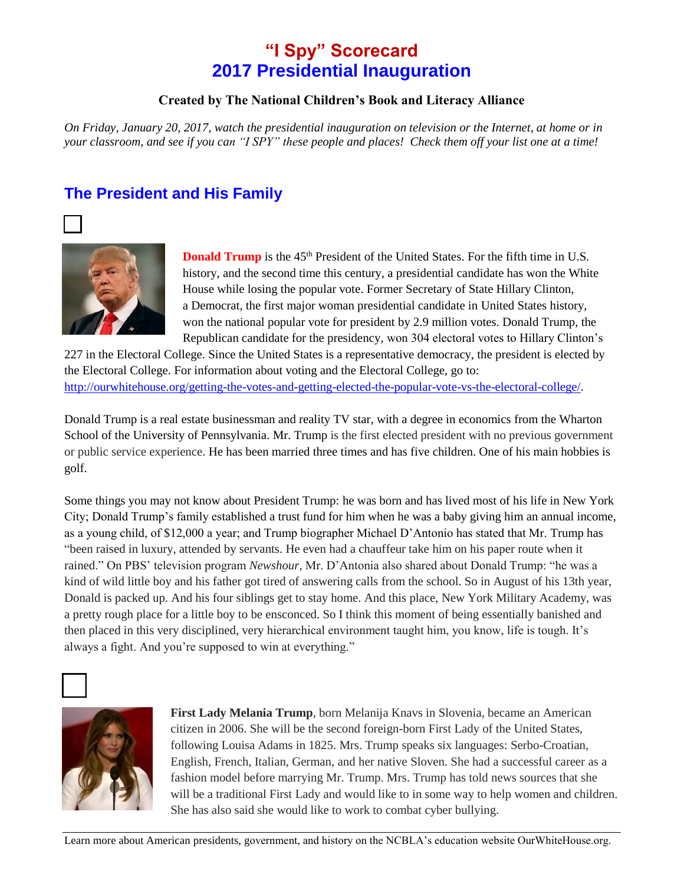# "I Spy" Scorecard
# 2017 Presidential Inauguration

**Created by The National Children's Book and Literacy Alliance**

*On Friday, January 20, 2017, watch the presidential inauguration on television or the Internet, at home or in your classroom, and see if you can "I SPY" these people and places! Check them off your list one at a time!*

## The President and His Family

☐

**Donald Trump** is the 45th President of the United States. For the fifth time in U.S. history, and the second time this century, a presidential candidate has won the White House while losing the popular vote. Former Secretary of State Hillary Clinton, a Democrat, the first major woman presidential candidate in United States history, won the national popular vote for president by 2.9 million votes. Donald Trump, the Republican candidate for the presidency, won 304 electoral votes to Hillary Clinton's 227 in the Electoral College. Since the United States is a representative democracy, the president is elected by the Electoral College. For information about voting and the Electoral College, go to: http://ourwhitehouse.org/getting-the-votes-and-getting-elected-the-popular-vote-vs-the-electoral-college/.

Donald Trump is a real estate businessman and reality TV star, with a degree in economics from the Wharton School of the University of Pennsylvania. Mr. Trump is the first elected president with no previous government or public service experience. He has been married three times and has five children. One of his main hobbies is golf.

Some things you may not know about President Trump: he was born and has lived most of his life in New York City; Donald Trump's family established a trust fund for him when he was a baby giving him an annual income, as a young child, of $12,000 a year; and Trump biographer Michael D'Antonio has stated that Mr. Trump has "been raised in luxury, attended by servants. He even had a chauffeur take him on his paper route when it rained." On PBS' television program *Newshour*, Mr. D'Antonia also shared about Donald Trump: "he was a kind of wild little boy and his father got tired of answering calls from the school. So in August of his 13th year, Donald is packed up. And his four siblings get to stay home. And this place, New York Military Academy, was a pretty rough place for a little boy to be ensconced. So I think this moment of being essentially banished and then placed in this very disciplined, very hierarchical environment taught him, you know, life is tough. It's always a fight. And you're supposed to win at everything."

☐

**First Lady Melania Trump**, born Melanija Knavs in Slovenia, became an American citizen in 2006. She will be the second foreign-born First Lady of the United States, following Louisa Adams in 1825. Mrs. Trump speaks six languages: Serbo-Croatian, English, French, Italian, German, and her native Sloven. She had a successful career as a fashion model before marrying Mr. Trump. Mrs. Trump has told news sources that she will be a traditional First Lady and would like to in some way to help women and children. She has also said she would like to work to combat cyber bullying.

Learn more about American presidents, government, and history on the NCBLA's education website OurWhiteHouse.org.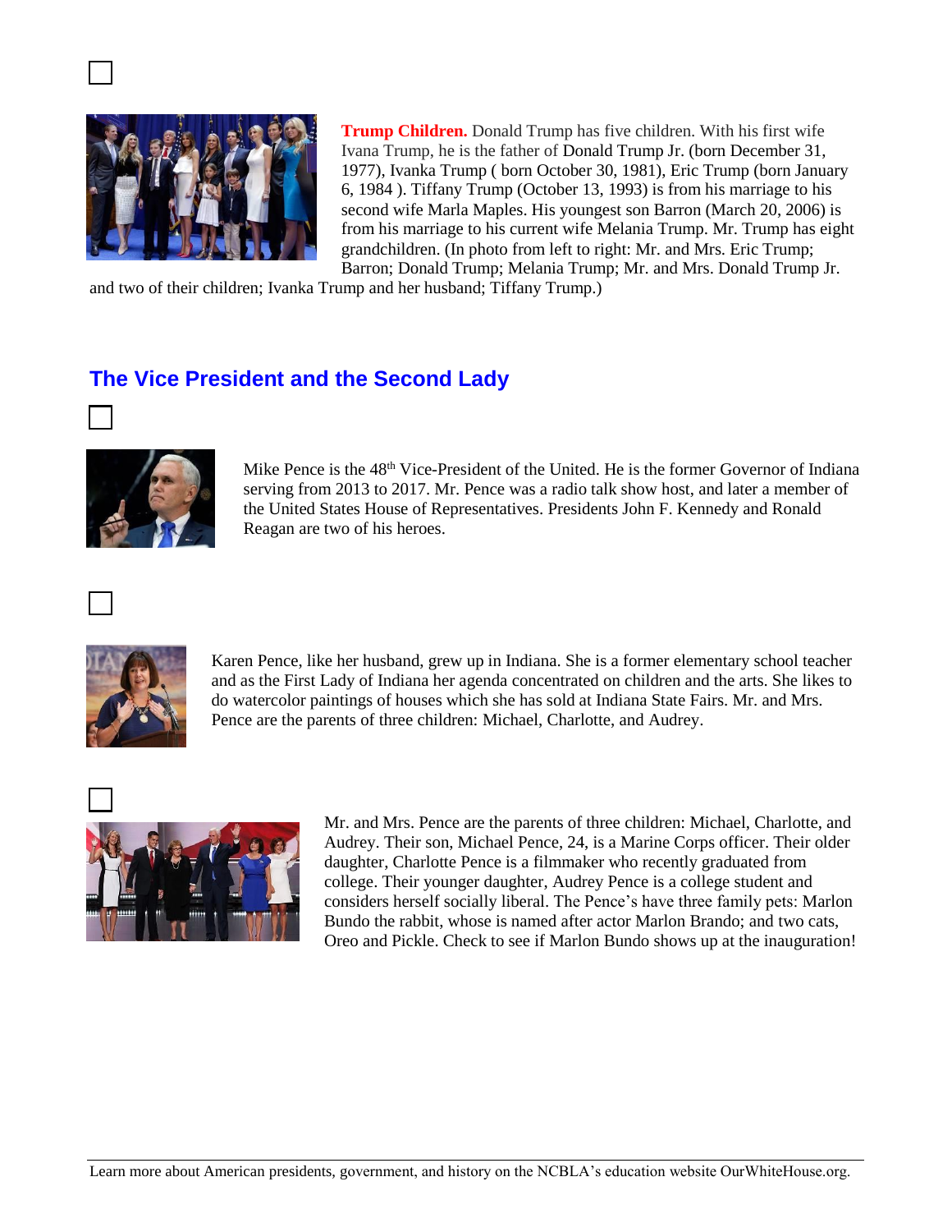☐

**Trump Children.** Donald Trump has five children. With his first wife Ivana Trump, he is the father of Donald Trump Jr. (born December 31, 1977), Ivanka Trump ( born October 30, 1981), Eric Trump (born January 6, 1984 ). Tiffany Trump (October 13, 1993) is from his marriage to his second wife Marla Maples. His youngest son Barron (March 20, 2006) is from his marriage to his current wife Melania Trump. Mr. Trump has eight grandchildren. (In photo from left to right: Mr. and Mrs. Eric Trump; Barron; Donald Trump; Melania Trump; Mr. and Mrs. Donald Trump Jr. and two of their children; Ivanka Trump and her husband; Tiffany Trump.)

## The Vice President and the Second Lady

☐

Mike Pence is the 48th Vice-President of the United. He is the former Governor of Indiana serving from 2013 to 2017. Mr. Pence was a radio talk show host, and later a member of the United States House of Representatives. Presidents John F. Kennedy and Ronald Reagan are two of his heroes.

☐

Karen Pence, like her husband, grew up in Indiana. She is a former elementary school teacher and as the First Lady of Indiana her agenda concentrated on children and the arts. She likes to do watercolor paintings of houses which she has sold at Indiana State Fairs. Mr. and Mrs. Pence are the parents of three children: Michael, Charlotte, and Audrey.

☐

Mr. and Mrs. Pence are the parents of three children: Michael, Charlotte, and Audrey. Their son, Michael Pence, 24, is a Marine Corps officer. Their older daughter, Charlotte Pence is a filmmaker who recently graduated from college. Their younger daughter, Audrey Pence is a college student and considers herself socially liberal. The Pence's have three family pets: Marlon Bundo the rabbit, whose is named after actor Marlon Brando; and two cats, Oreo and Pickle. Check to see if Marlon Bundo shows up at the inauguration!

Learn more about American presidents, government, and history on the NCBLA's education website OurWhiteHouse.org.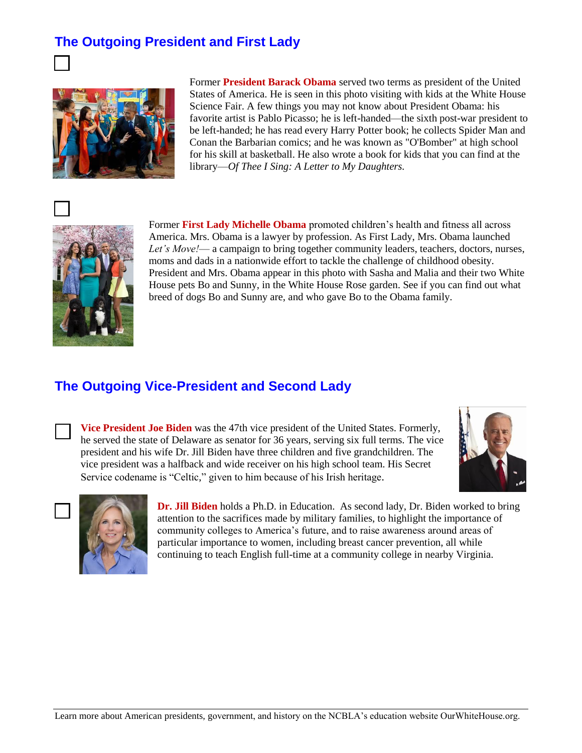## The Outgoing President and First Lady

☐

Former **President Barack Obama** served two terms as president of the United States of America. He is seen in this photo visiting with kids at the White House Science Fair. A few things you may not know about President Obama: his favorite artist is Pablo Picasso; he is left-handed—the sixth post-war president to be left-handed; he has read every Harry Potter book; he collects Spider Man and Conan the Barbarian comics; and he was known as "O'Bomber" at high school for his skill at basketball. He also wrote a book for kids that you can find at the library—*Of Thee I Sing: A Letter to My Daughters.*

☐

Former **First Lady Michelle Obama** promoted children's health and fitness all across America. Mrs. Obama is a lawyer by profession. As First Lady, Mrs. Obama launched *Let's Move!*— a campaign to bring together community leaders, teachers, doctors, nurses, moms and dads in a nationwide effort to tackle the challenge of childhood obesity. President and Mrs. Obama appear in this photo with Sasha and Malia and their two White House pets Bo and Sunny, in the White House Rose garden. See if you can find out what breed of dogs Bo and Sunny are, and who gave Bo to the Obama family.

## The Outgoing Vice-President and Second Lady

☐ **Vice President Joe Biden** was the 47th vice president of the United States. Formerly, he served the state of Delaware as senator for 36 years, serving six full terms. The vice president and his wife Dr. Jill Biden have three children and five grandchildren. The vice president was a halfback and wide receiver on his high school team. His Secret Service codename is "Celtic," given to him because of his Irish heritage.

☐ **Dr. Jill Biden** holds a Ph.D. in Education. As second lady, Dr. Biden worked to bring attention to the sacrifices made by military families, to highlight the importance of community colleges to America's future, and to raise awareness around areas of particular importance to women, including breast cancer prevention, all while continuing to teach English full-time at a community college in nearby Virginia.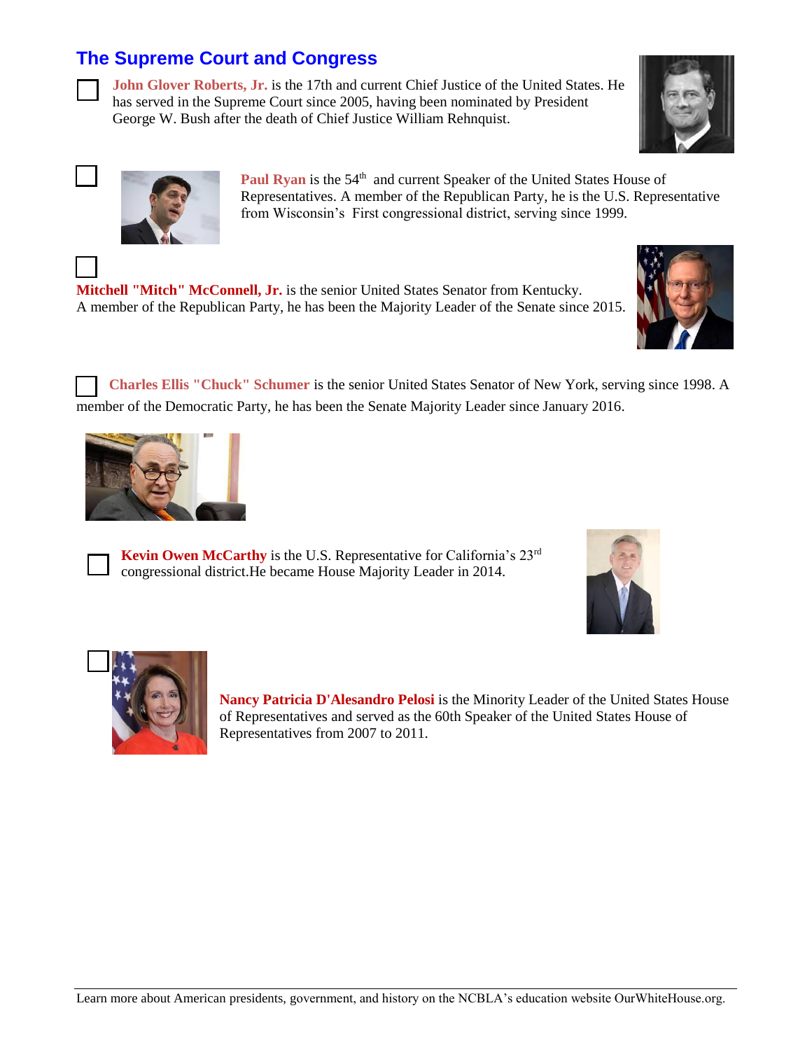## The Supreme Court and Congress

☐ **John Glover Roberts, Jr.** is the 17th and current Chief Justice of the United States. He has served in the Supreme Court since 2005, having been nominated by President George W. Bush after the death of Chief Justice William Rehnquist.

☐ **Paul Ryan** is the 54th and current Speaker of the United States House of Representatives. A member of the Republican Party, he is the U.S. Representative from Wisconsin's First congressional district, serving since 1999.

☐ **Mitchell "Mitch" McConnell, Jr.** is the senior United States Senator from Kentucky. A member of the Republican Party, he has been the Majority Leader of the Senate since 2015.

☐ **Charles Ellis "Chuck" Schumer** is the senior United States Senator of New York, serving since 1998. A member of the Democratic Party, he has been the Senate Majority Leader since January 2016.

☐ **Kevin Owen McCarthy** is the U.S. Representative for California's 23rd congressional district.He became House Majority Leader in 2014.

☐ **Nancy Patricia D'Alesandro Pelosi** is the Minority Leader of the United States House of Representatives and served as the 60th Speaker of the United States House of Representatives from 2007 to 2011.

Learn more about American presidents, government, and history on the NCBLA's education website OurWhiteHouse.org.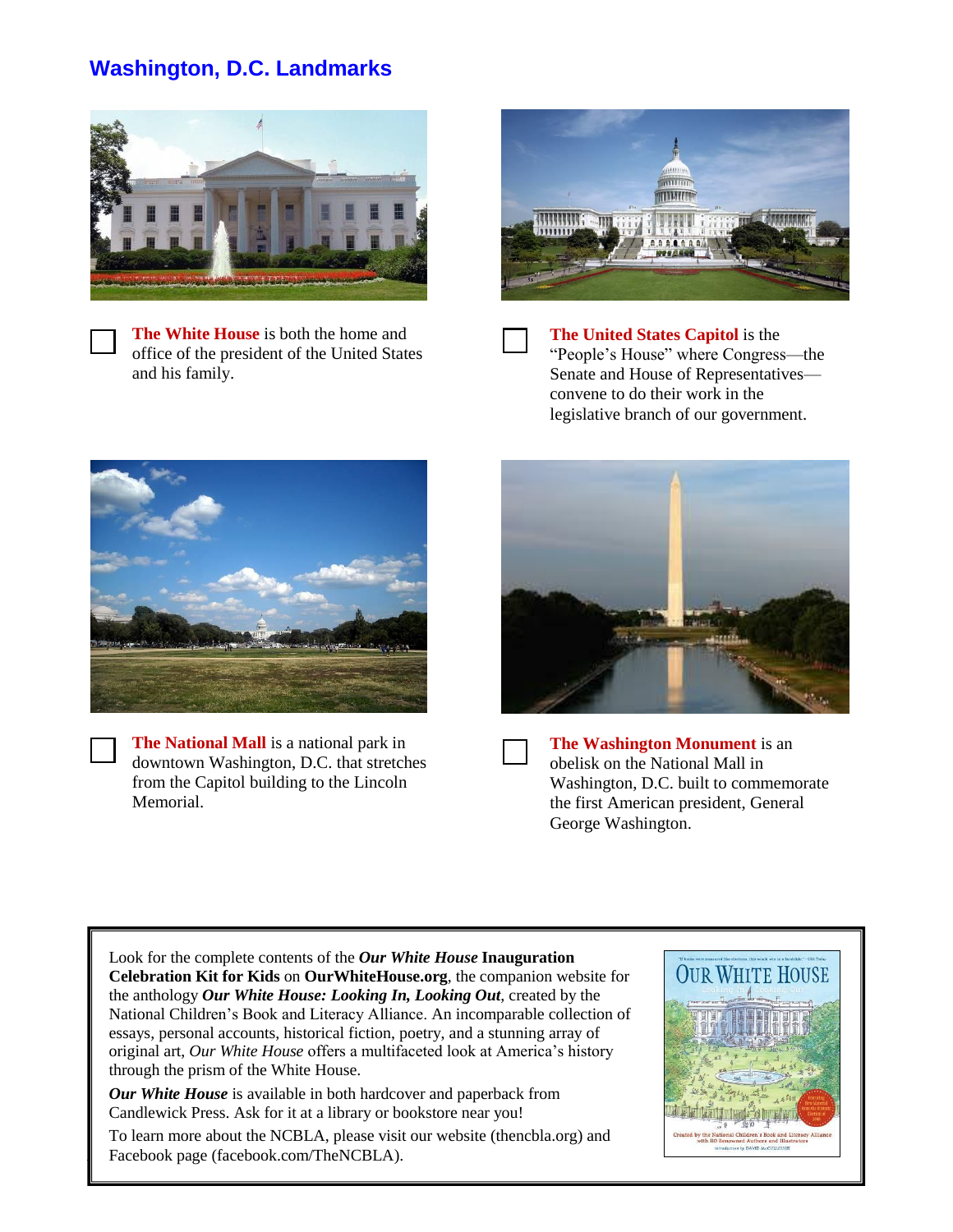## Washington, D.C. Landmarks

☐ **The White House** is both the home and office of the president of the United States and his family.

☐ **The United States Capitol** is the "People's House" where Congress—the Senate and House of Representatives—convene to do their work in the legislative branch of our government.

☐ **The National Mall** is a national park in downtown Washington, D.C. that stretches from the Capitol building to the Lincoln Memorial.

☐ **The Washington Monument** is an obelisk on the National Mall in Washington, D.C. built to commemorate the first American president, General George Washington.

Look for the complete contents of the ***Our White House*** **Inauguration Celebration Kit for Kids** on **OurWhiteHouse.org**, the companion website for the anthology ***Our White House: Looking In, Looking Out***, created by the National Children's Book and Literacy Alliance. An incomparable collection of essays, personal accounts, historical fiction, poetry, and a stunning array of original art, *Our White House* offers a multifaceted look at America's history through the prism of the White House.

***Our White House*** is available in both hardcover and paperback from Candlewick Press. Ask for it at a library or bookstore near you!

To learn more about the NCBLA, please visit our website (thencbla.org) and Facebook page (facebook.com/TheNCBLA).